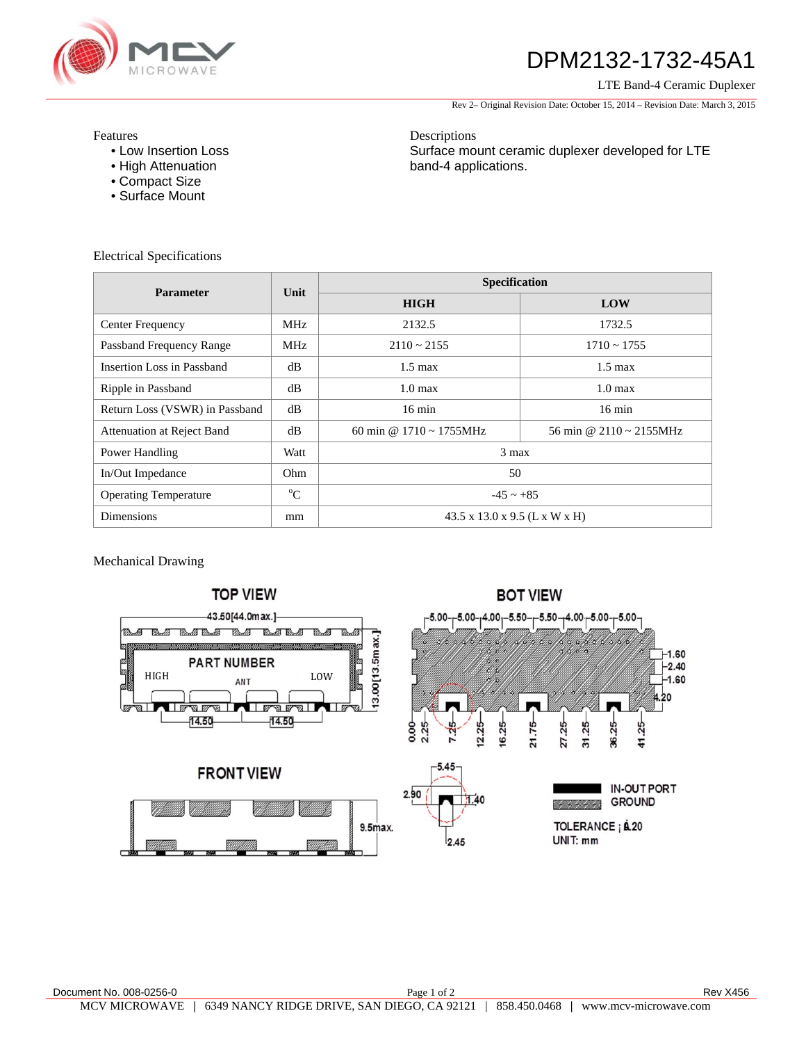# DPM2132-1732-45A1

LTE Band-4 Ceramic Duplexer

Rev 2– Original Revision Date: October 15, 2014 – Revision Date: March 3, 2015

Features

- Low Insertion Loss
- High Attenuation
- Compact Size
- Surface Mount

Descriptions

Surface mount ceramic duplexer developed for LTE band-4 applications.

## Electrical Specifications

| Parameter | Unit | Specification | |
|---|---|---|---|
| | | HIGH | LOW |
| Center Frequency | MHz | 2132.5 | 1732.5 |
| Passband Frequency Range | MHz | 2110 ~ 2155 | 1710 ~ 1755 |
| Insertion Loss in Passband | dB | 1.5 max | 1.5 max |
| Ripple in Passband | dB | 1.0 max | 1.0 max |
| Return Loss (VSWR) in Passband | dB | 16 min | 16 min |
| Attenuation at Reject Band | dB | 60 min @ 1710 ~ 1755MHz | 56 min @ 2110 ~ 2155MHz |
| Power Handling | Watt | 3 max | |
| In/Out Impedance | Ohm | 50 | |
| Operating Temperature | °C | -45 ~ +85 | |
| Dimensions | mm | 43.5 x 13.0 x 9.5 (L x W x H) | |

## Mechanical Drawing

TOP VIEW

43.50[44.0max.]

13.00[13.5max.]

PART NUMBER

HIGH ANT LOW

14.50 14.50

BOT VIEW

5.00 5.00 4.00 5.50 5.50 4.00 5.00 5.00

1.60 2.40 1.60 4.20

0.00 2.25 7.25 12.25 16.25 21.75 27.25 31.25 36.25 41.25

FRONT VIEW

9.5max.

5.45 2.90 1.40 2.45

IN-OUT PORT

GROUND

TOLERANCE ; ±0.20

UNIT: mm

Document No. 008-0256-0 Rev X456

MCV MICROWAVE | 6349 NANCY RIDGE DRIVE, SAN DIEGO, CA 92121 | 858.450.0468 | www.mcv-microwave.com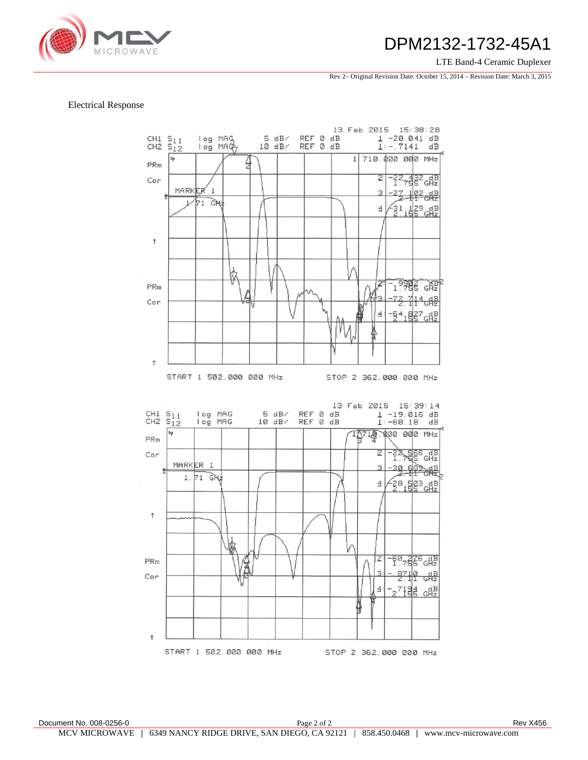Electrical Response

13 Feb 2015 15:38:28

CH1 $S_{11}$ log MAG 5 dB/ REF 0 dB 1 -20.041 dB

CH2 $S_{12}$ log MAG 10 dB/ REF 0 dB 1: -.7141 dB

1 710.000 000 MHz

2 -22.432 dB 1.755 GHz

3 -27.102 dB 2.11 GHz

4 -31.129 dB 2.155 GHz

MARKER 1

1.71 GHz

2: -.9902 dB 1.755 GHz

3: -72.714 dB 2.11 GHz

4: -64.827 dB 2.155 GHz

PRm

Cor

START 1 502.000 000 MHz STOP 2 362.000 000 MHz

13 Feb 2015 15:39:14

CH1 $S_{11}$ log MAG 5 dB/ REF 0 dB 1 -19.016 dB

CH2 $S_{12}$ log MAG 10 dB/ REF 0 dB 1: -60.18 dB

1 710.000 000 MHz

2 -22.566 dB 1.755 GHz

3 -30.683 dB 2.11 GHz

4 -28.503 dB 2.155 GHz

MARKER 1

1.71 GHz

2: -60.278 dB 1.755 GHz

3: -.8710 dB 2.11 GHz

4: -.7184 dB 2.155 GHz

PRm

Cor

START 1 502.000 000 MHz STOP 2 362.000 000 MHz